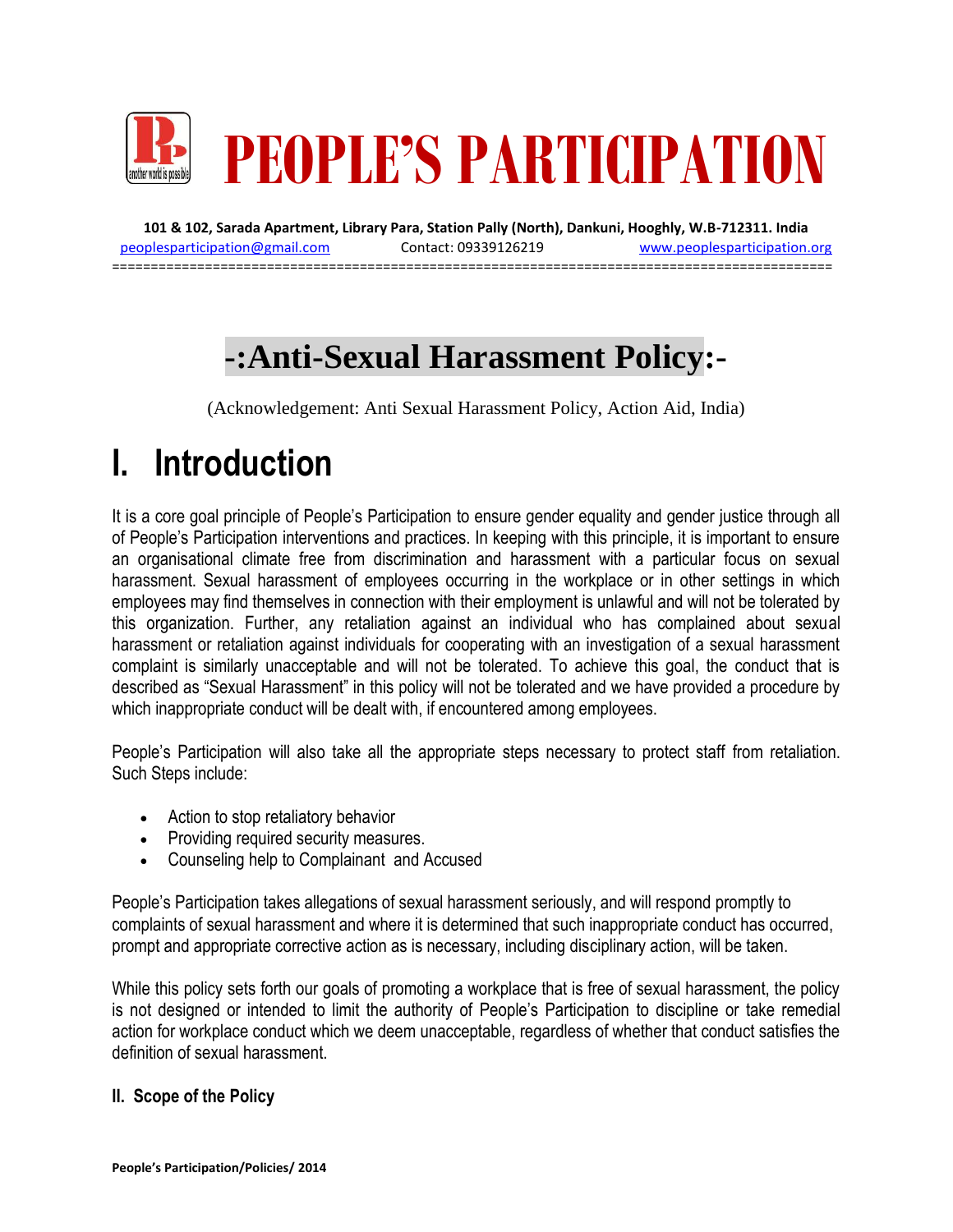# PEOPLE'S PARTICIPATION

**101 & 102, Sarada Apartment, Library Para, Station Pally (North), Dankuni, Hooghly, W.B-712311. India**

peoplesparticipation@gmail.com Contact: 09339126219 www.peoplesparticipation.org

---

## -:Anti-Sexual Harassment Policy:-

(Acknowledgement: Anti Sexual Harassment Policy, Action Aid, India)

# I. Introduction

It is a core goal principle of People's Participation to ensure gender equality and gender justice through all of People's Participation interventions and practices. In keeping with this principle, it is important to ensure an organisational climate free from discrimination and harassment with a particular focus on sexual harassment. Sexual harassment of employees occurring in the workplace or in other settings in which employees may find themselves in connection with their employment is unlawful and will not be tolerated by this organization. Further, any retaliation against an individual who has complained about sexual harassment or retaliation against individuals for cooperating with an investigation of a sexual harassment complaint is similarly unacceptable and will not be tolerated. To achieve this goal, the conduct that is described as "Sexual Harassment" in this policy will not be tolerated and we have provided a procedure by which inappropriate conduct will be dealt with, if encountered among employees.

People's Participation will also take all the appropriate steps necessary to protect staff from retaliation. Such Steps include:

- Action to stop retaliatory behavior
- Providing required security measures.
- Counseling help to Complainant and Accused

People's Participation takes allegations of sexual harassment seriously, and will respond promptly to complaints of sexual harassment and where it is determined that such inappropriate conduct has occurred, prompt and appropriate corrective action as is necessary, including disciplinary action, will be taken.

While this policy sets forth our goals of promoting a workplace that is free of sexual harassment, the policy is not designed or intended to limit the authority of People's Participation to discipline or take remedial action for workplace conduct which we deem unacceptable, regardless of whether that conduct satisfies the definition of sexual harassment.

### II. Scope of the Policy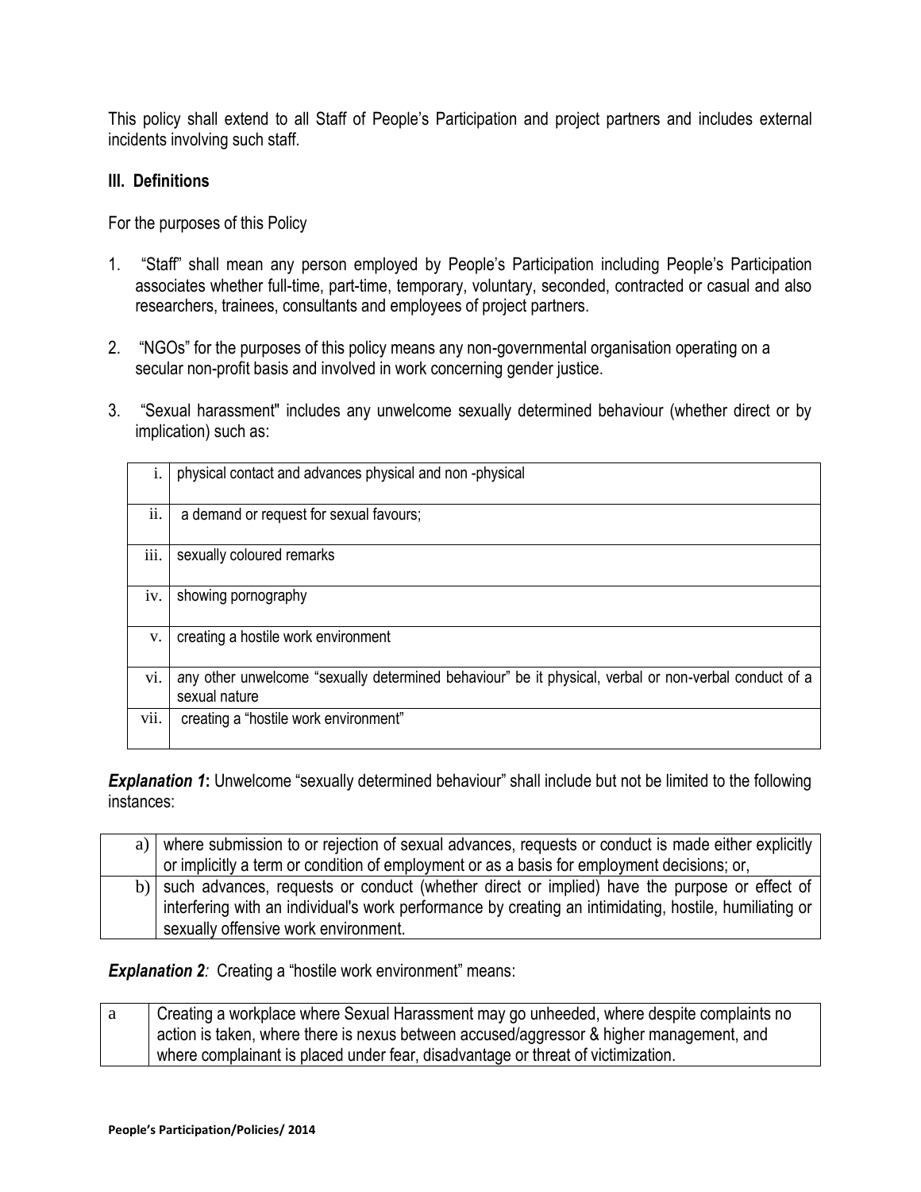This policy shall extend to all Staff of People's Participation and project partners and includes external incidents involving such staff.

### III. Definitions

For the purposes of this Policy

1. "Staff" shall mean any person employed by People's Participation including People's Participation associates whether full-time, part-time, temporary, voluntary, seconded, contracted or casual and also researchers, trainees, consultants and employees of project partners.

2. "NGOs" for the purposes of this policy means any non-governmental organisation operating on a secular non-profit basis and involved in work concerning gender justice.

3. "Sexual harassment" includes any unwelcome sexually determined behaviour (whether direct or by implication) such as:

| | |
|---|---|
| i. | physical contact and advances physical and non -physical |
| ii. | a demand or request for sexual favours; |
| iii. | sexually coloured remarks |
| iv. | showing pornography |
| v. | creating a hostile work environment |
| vi. | any other unwelcome "sexually determined behaviour" be it physical, verbal or non-verbal conduct of a sexual nature |
| vii. | creating a "hostile work environment" |

***Explanation 1*:** Unwelcome "sexually determined behaviour" shall include but not be limited to the following instances:

| | |
|---|---|
| a) | where submission to or rejection of sexual advances, requests or conduct is made either explicitly or implicitly a term or condition of employment or as a basis for employment decisions; or, |
| b) | such advances, requests or conduct (whether direct or implied) have the purpose or effect of interfering with an individual's work performance by creating an intimidating, hostile, humiliating or sexually offensive work environment. |

***Explanation 2*:** Creating a "hostile work environment" means:

| | |
|---|---|
| a | Creating a workplace where Sexual Harassment may go unheeded, where despite complaints no action is taken, where there is nexus between accused/aggressor & higher management, and where complainant is placed under fear, disadvantage or threat of victimization. |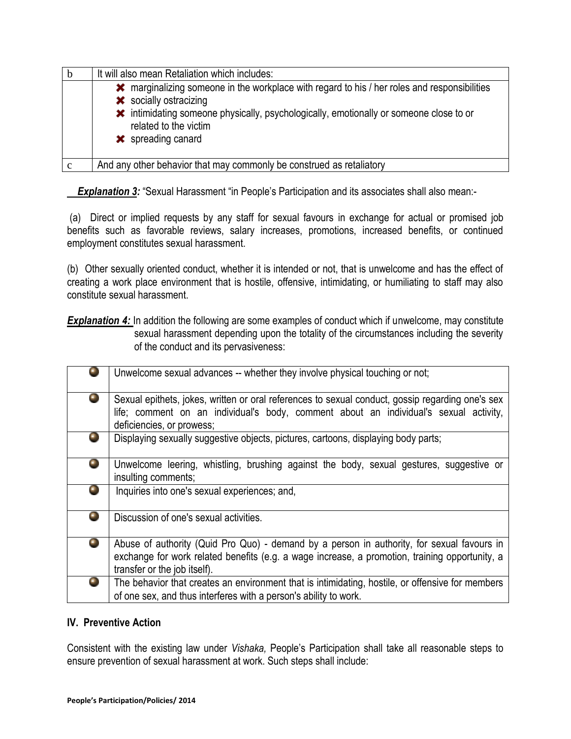| b | It will also mean Retaliation which includes: |
|---|---|
| | ✖ marginalizing someone in the workplace with regard to his / her roles and responsibilities<br>✖ socially ostracizing<br>✖ intimidating someone physically, psychologically, emotionally or someone close to or related to the victim<br>✖ spreading canard |
| c | And any other behavior that may commonly be construed as retaliatory |

***Explanation 3:*** "Sexual Harassment "in People's Participation and its associates shall also mean:-

(a) Direct or implied requests by any staff for sexual favours in exchange for actual or promised job benefits such as favorable reviews, salary increases, promotions, increased benefits, or continued employment constitutes sexual harassment.

(b) Other sexually oriented conduct, whether it is intended or not, that is unwelcome and has the effect of creating a work place environment that is hostile, offensive, intimidating, or humiliating to staff may also constitute sexual harassment.

***Explanation 4:*** In addition the following are some examples of conduct which if unwelcome, may constitute sexual harassment depending upon the totality of the circumstances including the severity of the conduct and its pervasiveness:

| | |
|---|---|
| ● | Unwelcome sexual advances -- whether they involve physical touching or not; |
| ● | Sexual epithets, jokes, written or oral references to sexual conduct, gossip regarding one's sex life; comment on an individual's body, comment about an individual's sexual activity, deficiencies, or prowess; |
| ● | Displaying sexually suggestive objects, pictures, cartoons, displaying body parts; |
| ● | Unwelcome leering, whistling, brushing against the body, sexual gestures, suggestive or insulting comments; |
| ● | Inquiries into one's sexual experiences; and, |
| ● | Discussion of one's sexual activities. |
| ● | Abuse of authority (Quid Pro Quo) - demand by a person in authority, for sexual favours in exchange for work related benefits (e.g. a wage increase, a promotion, training opportunity, a transfer or the job itself). |
| ● | The behavior that creates an environment that is intimidating, hostile, or offensive for members of one sex, and thus interferes with a person's ability to work. |

## IV. Preventive Action

Consistent with the existing law under *Vishaka,* People's Participation shall take all reasonable steps to ensure prevention of sexual harassment at work. Such steps shall include: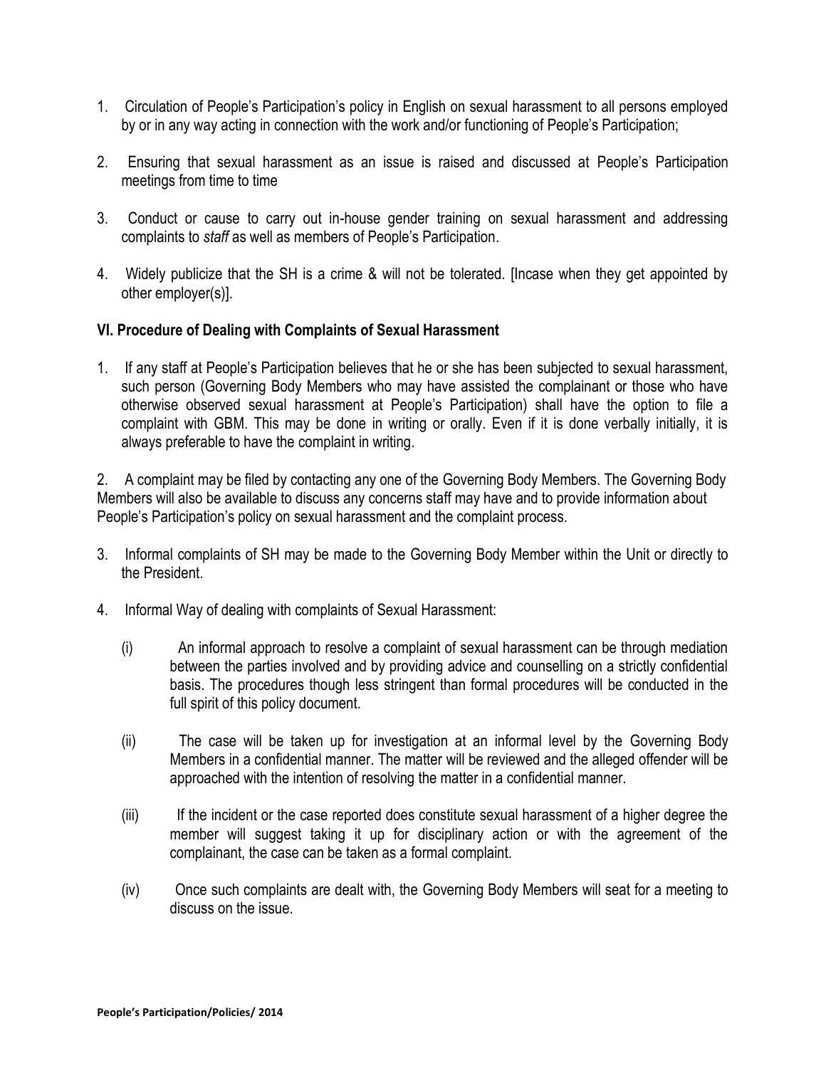1. Circulation of People's Participation's policy in English on sexual harassment to all persons employed by or in any way acting in connection with the work and/or functioning of People's Participation;

2. Ensuring that sexual harassment as an issue is raised and discussed at People's Participation meetings from time to time

3. Conduct or cause to carry out in-house gender training on sexual harassment and addressing complaints to *staff* as well as members of People's Participation.

4. Widely publicize that the SH is a crime & will not be tolerated. [Incase when they get appointed by other employer(s)].

### VI. Procedure of Dealing with Complaints of Sexual Harassment

1. If any staff at People's Participation believes that he or she has been subjected to sexual harassment, such person (Governing Body Members who may have assisted the complainant or those who have otherwise observed sexual harassment at People's Participation) shall have the option to file a complaint with GBM. This may be done in writing or orally. Even if it is done verbally initially, it is always preferable to have the complaint in writing.

2. A complaint may be filed by contacting any one of the Governing Body Members. The Governing Body Members will also be available to discuss any concerns staff may have and to provide information about People's Participation's policy on sexual harassment and the complaint process.

3. Informal complaints of SH may be made to the Governing Body Member within the Unit or directly to the President.

4. Informal Way of dealing with complaints of Sexual Harassment:

   (i) An informal approach to resolve a complaint of sexual harassment can be through mediation between the parties involved and by providing advice and counselling on a strictly confidential basis. The procedures though less stringent than formal procedures will be conducted in the full spirit of this policy document.

   (ii) The case will be taken up for investigation at an informal level by the Governing Body Members in a confidential manner. The matter will be reviewed and the alleged offender will be approached with the intention of resolving the matter in a confidential manner.

   (iii) If the incident or the case reported does constitute sexual harassment of a higher degree the member will suggest taking it up for disciplinary action or with the agreement of the complainant, the case can be taken as a formal complaint.

   (iv) Once such complaints are dealt with, the Governing Body Members will seat for a meeting to discuss on the issue.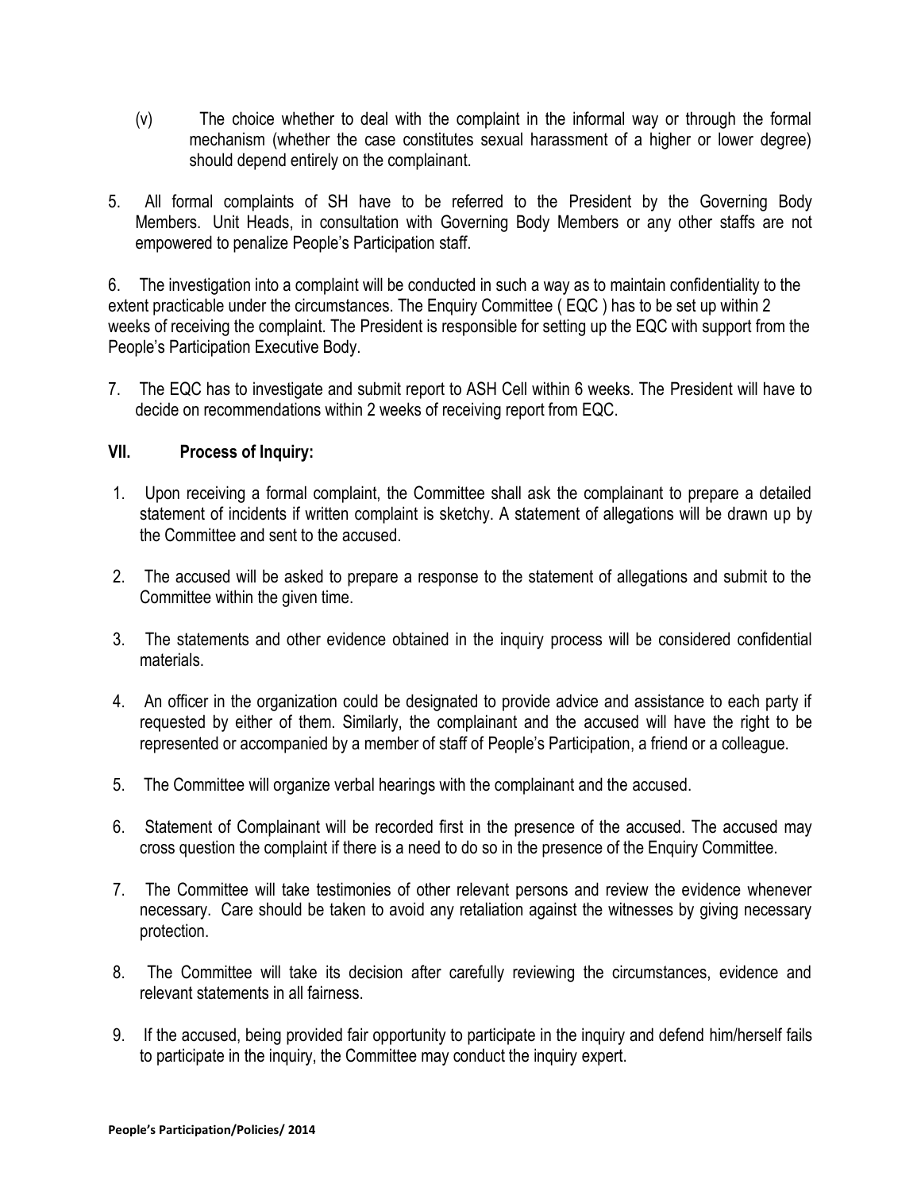(v) The choice whether to deal with the complaint in the informal way or through the formal mechanism (whether the case constitutes sexual harassment of a higher or lower degree) should depend entirely on the complainant.

5. All formal complaints of SH have to be referred to the President by the Governing Body Members. Unit Heads, in consultation with Governing Body Members or any other staffs are not empowered to penalize People's Participation staff.

6. The investigation into a complaint will be conducted in such a way as to maintain confidentiality to the extent practicable under the circumstances. The Enquiry Committee ( EQC ) has to be set up within 2 weeks of receiving the complaint. The President is responsible for setting up the EQC with support from the People's Participation Executive Body.

7. The EQC has to investigate and submit report to ASH Cell within 6 weeks. The President will have to decide on recommendations within 2 weeks of receiving report from EQC.

## VII. Process of Inquiry:

1. Upon receiving a formal complaint, the Committee shall ask the complainant to prepare a detailed statement of incidents if written complaint is sketchy. A statement of allegations will be drawn up by the Committee and sent to the accused.

2. The accused will be asked to prepare a response to the statement of allegations and submit to the Committee within the given time.

3. The statements and other evidence obtained in the inquiry process will be considered confidential materials.

4. An officer in the organization could be designated to provide advice and assistance to each party if requested by either of them. Similarly, the complainant and the accused will have the right to be represented or accompanied by a member of staff of People's Participation, a friend or a colleague.

5. The Committee will organize verbal hearings with the complainant and the accused.

6. Statement of Complainant will be recorded first in the presence of the accused. The accused may cross question the complaint if there is a need to do so in the presence of the Enquiry Committee.

7. The Committee will take testimonies of other relevant persons and review the evidence whenever necessary. Care should be taken to avoid any retaliation against the witnesses by giving necessary protection.

8. The Committee will take its decision after carefully reviewing the circumstances, evidence and relevant statements in all fairness.

9. If the accused, being provided fair opportunity to participate in the inquiry and defend him/herself fails to participate in the inquiry, the Committee may conduct the inquiry expert.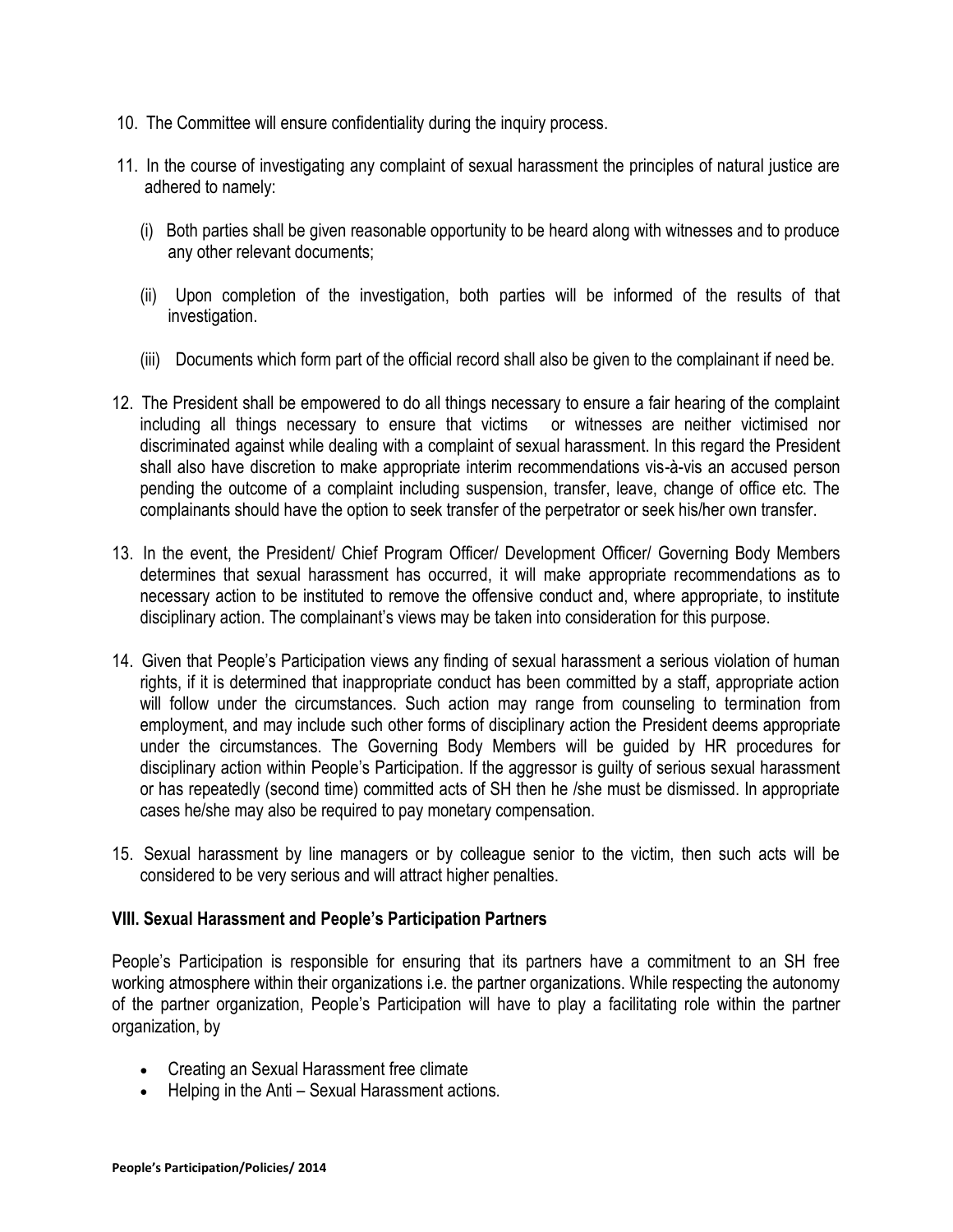10. The Committee will ensure confidentiality during the inquiry process.

11. In the course of investigating any complaint of sexual harassment the principles of natural justice are adhered to namely:

    (i) Both parties shall be given reasonable opportunity to be heard along with witnesses and to produce any other relevant documents;

    (ii) Upon completion of the investigation, both parties will be informed of the results of that investigation.

    (iii) Documents which form part of the official record shall also be given to the complainant if need be.

12. The President shall be empowered to do all things necessary to ensure a fair hearing of the complaint including all things necessary to ensure that victims or witnesses are neither victimised nor discriminated against while dealing with a complaint of sexual harassment. In this regard the President shall also have discretion to make appropriate interim recommendations vis-à-vis an accused person pending the outcome of a complaint including suspension, transfer, leave, change of office etc. The complainants should have the option to seek transfer of the perpetrator or seek his/her own transfer.

13. In the event, the President/ Chief Program Officer/ Development Officer/ Governing Body Members determines that sexual harassment has occurred, it will make appropriate recommendations as to necessary action to be instituted to remove the offensive conduct and, where appropriate, to institute disciplinary action. The complainant's views may be taken into consideration for this purpose.

14. Given that People's Participation views any finding of sexual harassment a serious violation of human rights, if it is determined that inappropriate conduct has been committed by a staff, appropriate action will follow under the circumstances. Such action may range from counseling to termination from employment, and may include such other forms of disciplinary action the President deems appropriate under the circumstances. The Governing Body Members will be guided by HR procedures for disciplinary action within People's Participation. If the aggressor is guilty of serious sexual harassment or has repeatedly (second time) committed acts of SH then he /she must be dismissed. In appropriate cases he/she may also be required to pay monetary compensation.

15. Sexual harassment by line managers or by colleague senior to the victim, then such acts will be considered to be very serious and will attract higher penalties.

### VIII. Sexual Harassment and People's Participation Partners

People's Participation is responsible for ensuring that its partners have a commitment to an SH free working atmosphere within their organizations i.e. the partner organizations. While respecting the autonomy of the partner organization, People's Participation will have to play a facilitating role within the partner organization, by

- Creating an Sexual Harassment free climate
- Helping in the Anti – Sexual Harassment actions.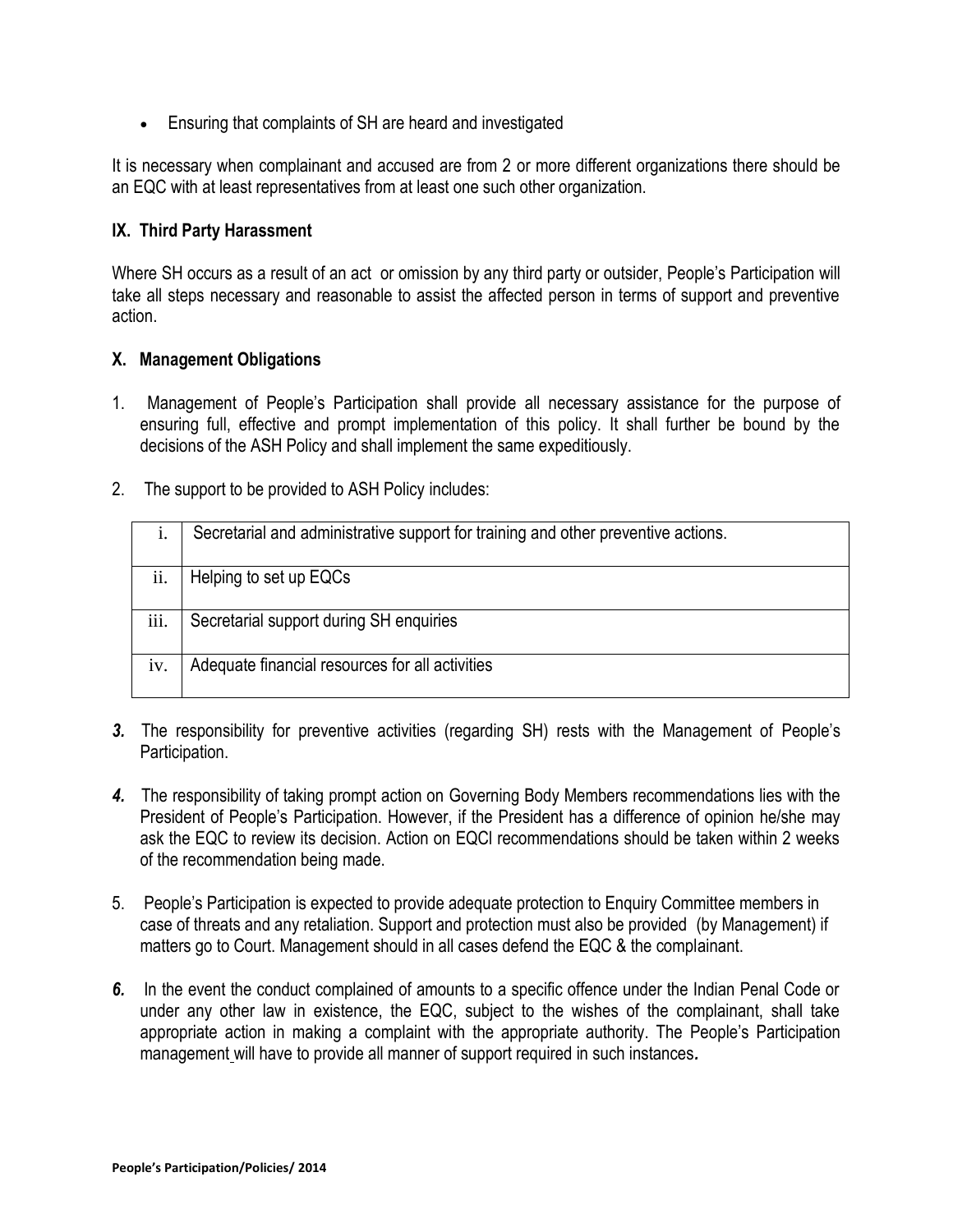- Ensuring that complaints of SH are heard and investigated

It is necessary when complainant and accused are from 2 or more different organizations there should be an EQC with at least representatives from at least one such other organization.

## IX. Third Party Harassment

Where SH occurs as a result of an act or omission by any third party or outsider, People's Participation will take all steps necessary and reasonable to assist the affected person in terms of support and preventive action.

## X. Management Obligations

1. Management of People's Participation shall provide all necessary assistance for the purpose of ensuring full, effective and prompt implementation of this policy. It shall further be bound by the decisions of the ASH Policy and shall implement the same expeditiously.

2. The support to be provided to ASH Policy includes:

| | |
|---|---|
| i. | Secretarial and administrative support for training and other preventive actions. |
| ii. | Helping to set up EQCs |
| iii. | Secretarial support during SH enquiries |
| iv. | Adequate financial resources for all activities |

***3.*** The responsibility for preventive activities (regarding SH) rests with the Management of People's Participation.

***4.*** The responsibility of taking prompt action on Governing Body Members recommendations lies with the President of People's Participation. However, if the President has a difference of opinion he/she may ask the EQC to review its decision. Action on EQCl recommendations should be taken within 2 weeks of the recommendation being made.

5. People's Participation is expected to provide adequate protection to Enquiry Committee members in case of threats and any retaliation. Support and protection must also be provided (by Management) if matters go to Court. Management should in all cases defend the EQC & the complainant.

***6.*** In the event the conduct complained of amounts to a specific offence under the Indian Penal Code or under any other law in existence, the EQC, subject to the wishes of the complainant, shall take appropriate action in making a complaint with the appropriate authority. The People's Participation management will have to provide all manner of support required in such instances**.**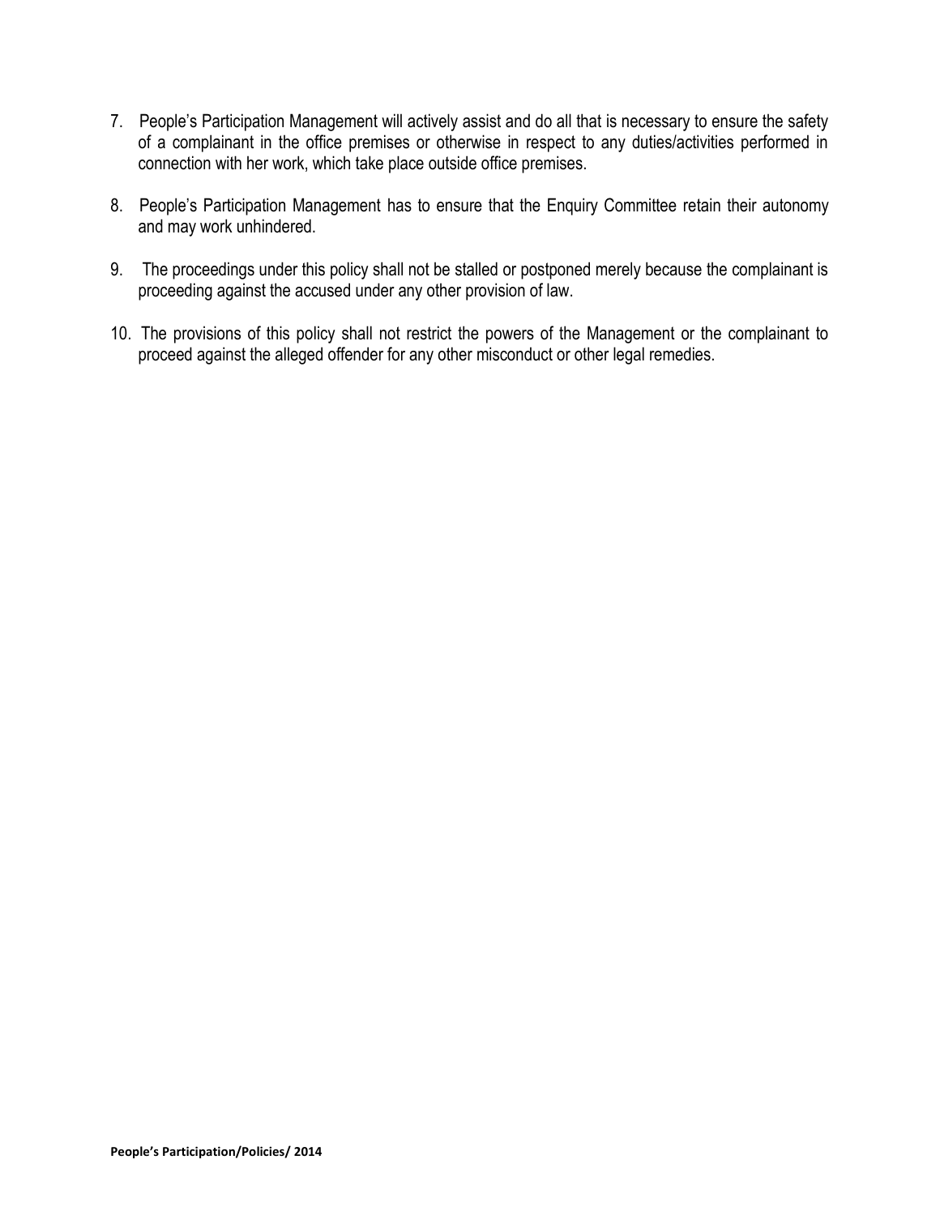7. People's Participation Management will actively assist and do all that is necessary to ensure the safety of a complainant in the office premises or otherwise in respect to any duties/activities performed in connection with her work, which take place outside office premises.

8. People's Participation Management has to ensure that the Enquiry Committee retain their autonomy and may work unhindered.

9. The proceedings under this policy shall not be stalled or postponed merely because the complainant is proceeding against the accused under any other provision of law.

10. The provisions of this policy shall not restrict the powers of the Management or the complainant to proceed against the alleged offender for any other misconduct or other legal remedies.